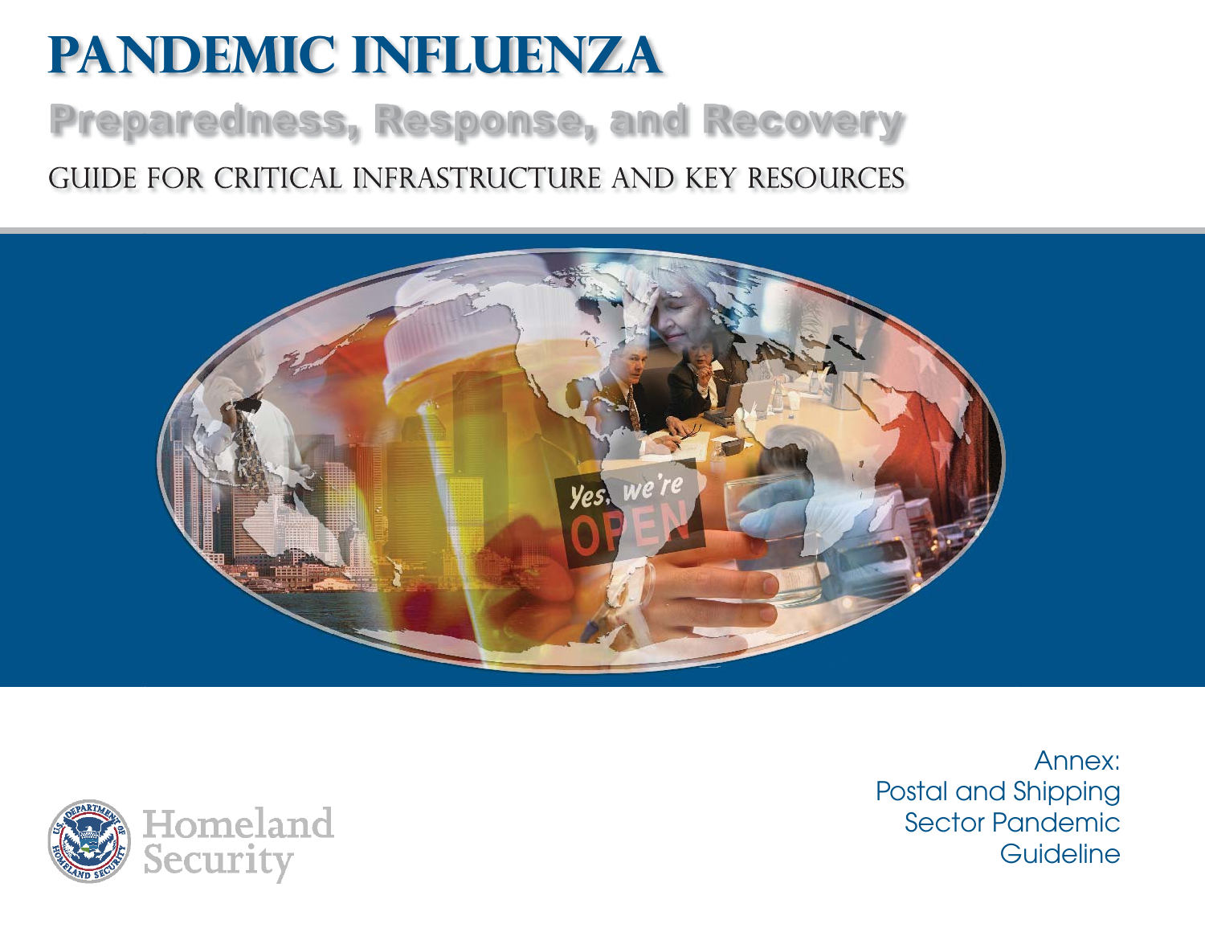# PANDEMIC INFLUENZA

## Preparedness, Response, and Recovery

GUIDE FOR CRITICAL INFRASTRUCTURE AND KEY RESOURCES

Annex:
Postal and Shipping
Sector Pandemic
Guideline

Homeland Security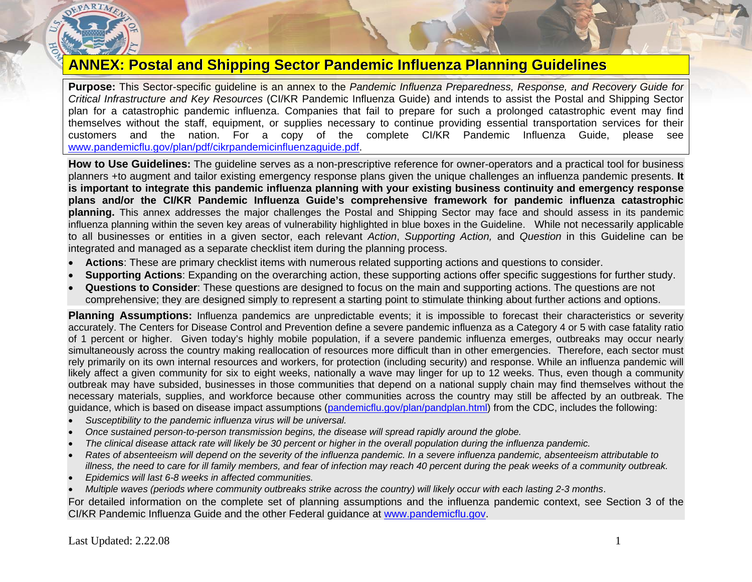# ANNEX: Postal and Shipping Sector Pandemic Influenza Planning Guidelines

**Purpose:** This Sector-specific guideline is an annex to the *Pandemic Influenza Preparedness, Response, and Recovery Guide for Critical Infrastructure and Key Resources* (CI/KR Pandemic Influenza Guide) and intends to assist the Postal and Shipping Sector plan for a catastrophic pandemic influenza. Companies that fail to prepare for such a prolonged catastrophic event may find themselves without the staff, equipment, or supplies necessary to continue providing essential transportation services for their customers and the nation. For a copy of the complete CI/KR Pandemic Influenza Guide, please see www.pandemicflu.gov/plan/pdf/cikrpandemicinfluenzaguide.pdf.

**How to Use Guidelines:** The guideline serves as a non-prescriptive reference for owner-operators and a practical tool for business planners +to augment and tailor existing emergency response plans given the unique challenges an influenza pandemic presents. **It is important to integrate this pandemic influenza planning with your existing business continuity and emergency response plans and/or the CI/KR Pandemic Influenza Guide's comprehensive framework for pandemic influenza catastrophic planning.** This annex addresses the major challenges the Postal and Shipping Sector may face and should assess in its pandemic influenza planning within the seven key areas of vulnerability highlighted in blue boxes in the Guideline. While not necessarily applicable to all businesses or entities in a given sector, each relevant *Action*, *Supporting Action,* and *Question* in this Guideline can be integrated and managed as a separate checklist item during the planning process.

- **Actions**: These are primary checklist items with numerous related supporting actions and questions to consider.
- **Supporting Actions**: Expanding on the overarching action, these supporting actions offer specific suggestions for further study.
- **Questions to Consider**: These questions are designed to focus on the main and supporting actions. The questions are not comprehensive; they are designed simply to represent a starting point to stimulate thinking about further actions and options.

**Planning Assumptions:** Influenza pandemics are unpredictable events; it is impossible to forecast their characteristics or severity accurately. The Centers for Disease Control and Prevention define a severe pandemic influenza as a Category 4 or 5 with case fatality ratio of 1 percent or higher. Given today's highly mobile population, if a severe pandemic influenza emerges, outbreaks may occur nearly simultaneously across the country making reallocation of resources more difficult than in other emergencies. Therefore, each sector must rely primarily on its own internal resources and workers, for protection (including security) and response. While an influenza pandemic will likely affect a given community for six to eight weeks, nationally a wave may linger for up to 12 weeks. Thus, even though a community outbreak may have subsided, businesses in those communities that depend on a national supply chain may find themselves without the necessary materials, supplies, and workforce because other communities across the country may still be affected by an outbreak. The guidance, which is based on disease impact assumptions (pandemicflu.gov/plan/pandplan.html) from the CDC, includes the following:

- *Susceptibility to the pandemic influenza virus will be universal.*
- *Once sustained person-to-person transmission begins, the disease will spread rapidly around the globe.*
- *The clinical disease attack rate will likely be 30 percent or higher in the overall population during the influenza pandemic.*
- *Rates of absenteeism will depend on the severity of the influenza pandemic. In a severe influenza pandemic, absenteeism attributable to illness, the need to care for ill family members, and fear of infection may reach 40 percent during the peak weeks of a community outbreak.*
- *Epidemics will last 6-8 weeks in affected communities.*
- *Multiple waves (periods where community outbreaks strike across the country) will likely occur with each lasting 2-3 months*.

For detailed information on the complete set of planning assumptions and the influenza pandemic context, see Section 3 of the CI/KR Pandemic Influenza Guide and the other Federal guidance at www.pandemicflu.gov.

Last Updated: 2.22.08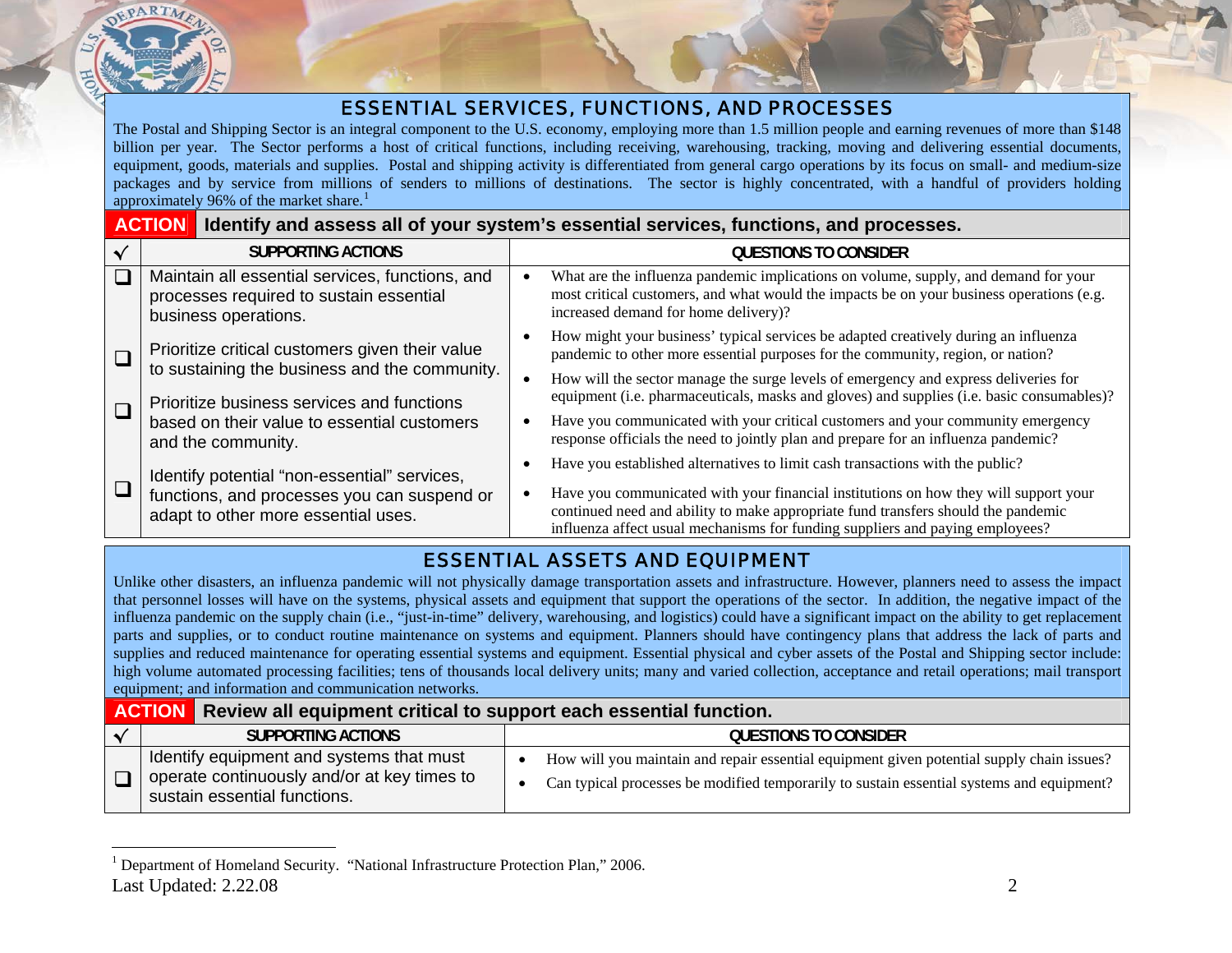## ESSENTIAL SERVICES, FUNCTIONS, AND PROCESSES

The Postal and Shipping Sector is an integral component to the U.S. economy, employing more than 1.5 million people and earning revenues of more than $148 billion per year. The Sector performs a host of critical functions, including receiving, warehousing, tracking, moving and delivering essential documents, equipment, goods, materials and supplies. Postal and shipping activity is differentiated from general cargo operations by its focus on small- and medium-size packages and by service from millions of senders to millions of destinations. The sector is highly concentrated, with a handful of providers holding approximately 96% of the market share.[1]

**ACTION** **Identify and assess all of your system's essential services, functions, and processes.**

| √ | SUPPORTING ACTIONS | QUESTIONS TO CONSIDER |
|---|---|---|
| ❑ | Maintain all essential services, functions, and processes required to sustain essential business operations. | • What are the influenza pandemic implications on volume, supply, and demand for your most critical customers, and what would the impacts be on your business operations (e.g. increased demand for home delivery)? <br> • How might your business' typical services be adapted creatively during an influenza pandemic to other more essential purposes for the community, region, or nation? <br> • How will the sector manage the surge levels of emergency and express deliveries for equipment (i.e. pharmaceuticals, masks and gloves) and supplies (i.e. basic consumables)? <br> • Have you communicated with your critical customers and your community emergency response officials the need to jointly plan and prepare for an influenza pandemic? <br> • Have you established alternatives to limit cash transactions with the public? <br> • Have you communicated with your financial institutions on how they will support your continued need and ability to make appropriate fund transfers should the pandemic influenza affect usual mechanisms for funding suppliers and paying employees? |
| ❑ | Prioritize critical customers given their value to sustaining the business and the community. | |
| ❑ | Prioritize business services and functions based on their value to essential customers and the community. | |
| ❑ | Identify potential "non-essential" services, functions, and processes you can suspend or adapt to other more essential uses. | |

## ESSENTIAL ASSETS AND EQUIPMENT

Unlike other disasters, an influenza pandemic will not physically damage transportation assets and infrastructure. However, planners need to assess the impact that personnel losses will have on the systems, physical assets and equipment that support the operations of the sector. In addition, the negative impact of the influenza pandemic on the supply chain (i.e., "just-in-time" delivery, warehousing, and logistics) could have a significant impact on the ability to get replacement parts and supplies, or to conduct routine maintenance on systems and equipment. Planners should have contingency plans that address the lack of parts and supplies and reduced maintenance for operating essential systems and equipment. Essential physical and cyber assets of the Postal and Shipping sector include: high volume automated processing facilities; tens of thousands local delivery units; many and varied collection, acceptance and retail operations; mail transport equipment; and information and communication networks.

**ACTION** **Review all equipment critical to support each essential function.**

| √ | SUPPORTING ACTIONS | QUESTIONS TO CONSIDER |
|---|---|---|
| ❑ | Identify equipment and systems that must operate continuously and/or at key times to sustain essential functions. | • How will you maintain and repair essential equipment given potential supply chain issues? <br> • Can typical processes be modified temporarily to sustain essential systems and equipment? |

[1] Department of Homeland Security. "National Infrastructure Protection Plan," 2006.

Last Updated: 2.22.08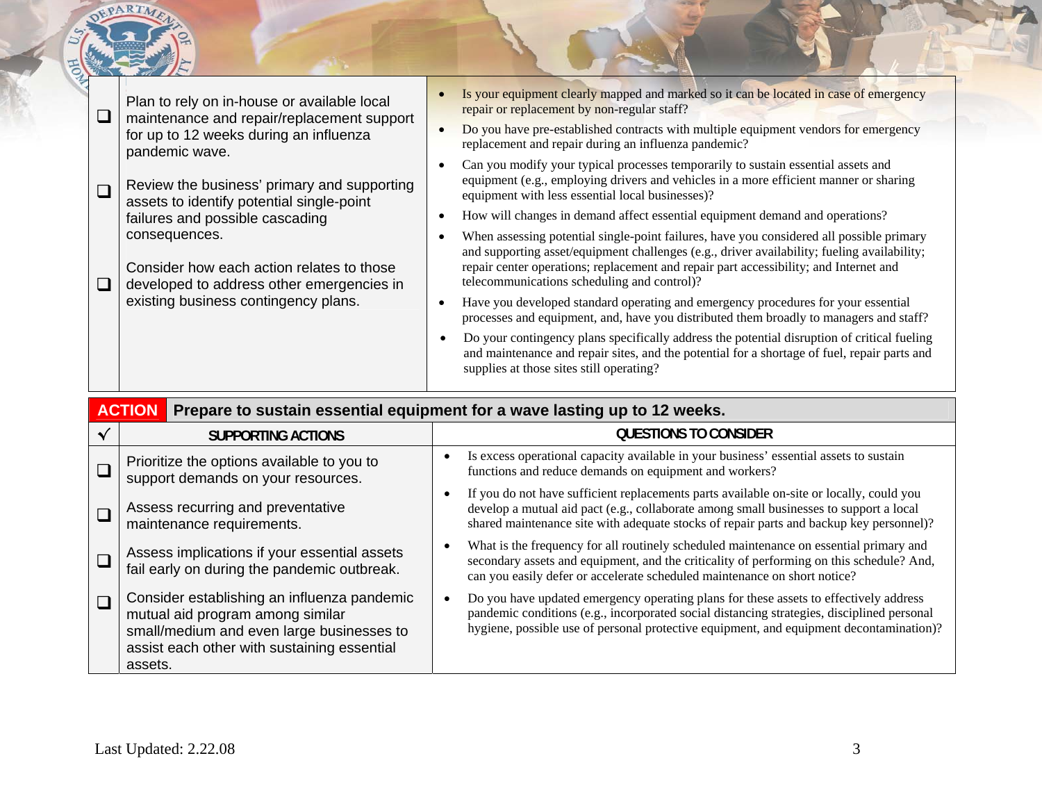| ✓ | SUPPORTING ACTIONS | QUESTIONS TO CONSIDER |
|---|---|---|
| ❑ | Plan to rely on in-house or available local maintenance and repair/replacement support for up to 12 weeks during an influenza pandemic wave. | • Is your equipment clearly mapped and marked so it can be located in case of emergency repair or replacement by non-regular staff?<br>• Do you have pre-established contracts with multiple equipment vendors for emergency replacement and repair during an influenza pandemic?<br>• Can you modify your typical processes temporarily to sustain essential assets and equipment (e.g., employing drivers and vehicles in a more efficient manner or sharing equipment with less essential local businesses)? |
| ❑ | Review the business' primary and supporting assets to identify potential single-point failures and possible cascading consequences. | • How will changes in demand affect essential equipment demand and operations?<br>• When assessing potential single-point failures, have you considered all possible primary and supporting asset/equipment challenges (e.g., driver availability; fueling availability; repair center operations; replacement and repair part accessibility; and Internet and telecommunications scheduling and control)? |
| ❑ | Consider how each action relates to those developed to address other emergencies in existing business contingency plans. | • Have you developed standard operating and emergency procedures for your essential processes and equipment, and, have you distributed them broadly to managers and staff?<br>• Do your contingency plans specifically address the potential disruption of critical fueling and maintenance and repair sites, and the potential for a shortage of fuel, repair parts and supplies at those sites still operating? |

| **ACTION** | **Prepare to sustain essential equipment for a wave lasting up to 12 weeks.** | |
|---|---|---|
| ✓ | **SUPPORTING ACTIONS** | **QUESTIONS TO CONSIDER** |
| ❑ | Prioritize the options available to you to support demands on your resources. | • Is excess operational capacity available in your business' essential assets to sustain functions and reduce demands on equipment and workers? |
| ❑ | Assess recurring and preventative maintenance requirements. | • If you do not have sufficient replacements parts available on-site or locally, could you develop a mutual aid pact (e.g., collaborate among small businesses to support a local shared maintenance site with adequate stocks of repair parts and backup key personnel)? |
| ❑ | Assess implications if your essential assets fail early on during the pandemic outbreak. | • What is the frequency for all routinely scheduled maintenance on essential primary and secondary assets and equipment, and the criticality of performing on this schedule? And, can you easily defer or accelerate scheduled maintenance on short notice? |
| ❑ | Consider establishing an influenza pandemic mutual aid program among similar small/medium and even large businesses to assist each other with sustaining essential assets. | • Do you have updated emergency operating plans for these assets to effectively address pandemic conditions (e.g., incorporated social distancing strategies, disciplined personal hygiene, possible use of personal protective equipment, and equipment decontamination)? |

Last Updated: 2.22.08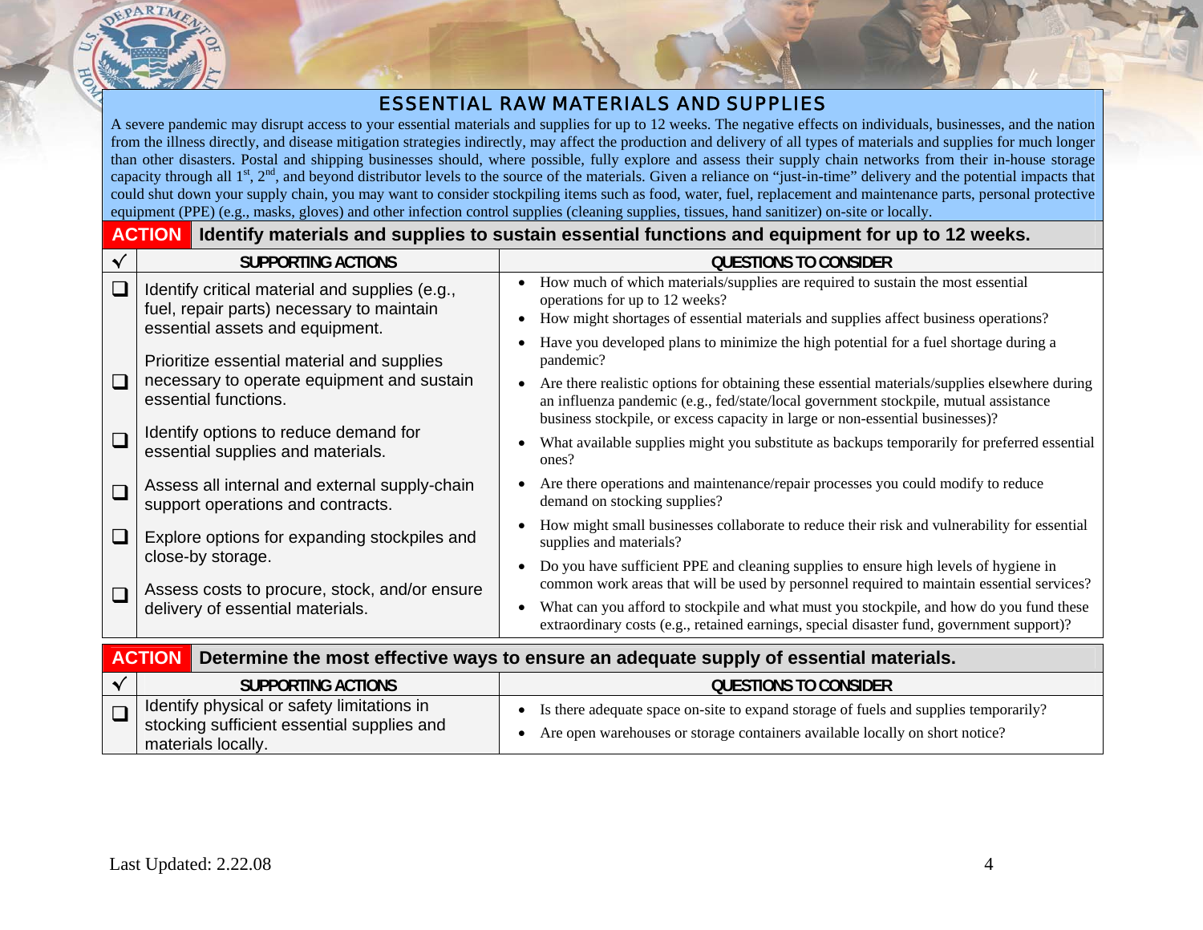## ESSENTIAL RAW MATERIALS AND SUPPLIES

A severe pandemic may disrupt access to your essential materials and supplies for up to 12 weeks. The negative effects on individuals, businesses, and the nation from the illness directly, and disease mitigation strategies indirectly, may affect the production and delivery of all types of materials and supplies for much longer than other disasters. Postal and shipping businesses should, where possible, fully explore and assess their supply chain networks from their in-house storage capacity through all 1st, 2nd, and beyond distributor levels to the source of the materials. Given a reliance on "just-in-time" delivery and the potential impacts that could shut down your supply chain, you may want to consider stockpiling items such as food, water, fuel, replacement and maintenance parts, personal protective equipment (PPE) (e.g., masks, gloves) and other infection control supplies (cleaning supplies, tissues, hand sanitizer) on-site or locally.

### ACTION: Identify materials and supplies to sustain essential functions and equipment for up to 12 weeks.

| √ | SUPPORTING ACTIONS | QUESTIONS TO CONSIDER |
|---|---|---|
| ❑ | Identify critical material and supplies (e.g., fuel, repair parts) necessary to maintain essential assets and equipment. | • How much of which materials/supplies are required to sustain the most essential operations for up to 12 weeks?<br>• How might shortages of essential materials and supplies affect business operations?<br>• Have you developed plans to minimize the high potential for a fuel shortage during a pandemic? |
| ❑ | Prioritize essential material and supplies necessary to operate equipment and sustain essential functions. | • Are there realistic options for obtaining these essential materials/supplies elsewhere during an influenza pandemic (e.g., fed/state/local government stockpile, mutual assistance business stockpile, or excess capacity in large or non-essential businesses)? |
| ❑ | Identify options to reduce demand for essential supplies and materials. | • What available supplies might you substitute as backups temporarily for preferred essential ones? |
| ❑ | Assess all internal and external supply-chain support operations and contracts. | • Are there operations and maintenance/repair processes you could modify to reduce demand on stocking supplies? |
| ❑ | Explore options for expanding stockpiles and close-by storage. | • How might small businesses collaborate to reduce their risk and vulnerability for essential supplies and materials?<br>• Do you have sufficient PPE and cleaning supplies to ensure high levels of hygiene in common work areas that will be used by personnel required to maintain essential services? |
| ❑ | Assess costs to procure, stock, and/or ensure delivery of essential materials. | • What can you afford to stockpile and what must you stockpile, and how do you fund these extraordinary costs (e.g., retained earnings, special disaster fund, government support)? |

### ACTION: Determine the most effective ways to ensure an adequate supply of essential materials.

| √ | SUPPORTING ACTIONS | QUESTIONS TO CONSIDER |
|---|---|---|
| ❑ | Identify physical or safety limitations in stocking sufficient essential supplies and materials locally. | • Is there adequate space on-site to expand storage of fuels and supplies temporarily?<br>• Are open warehouses or storage containers available locally on short notice? |

Last Updated: 2.22.08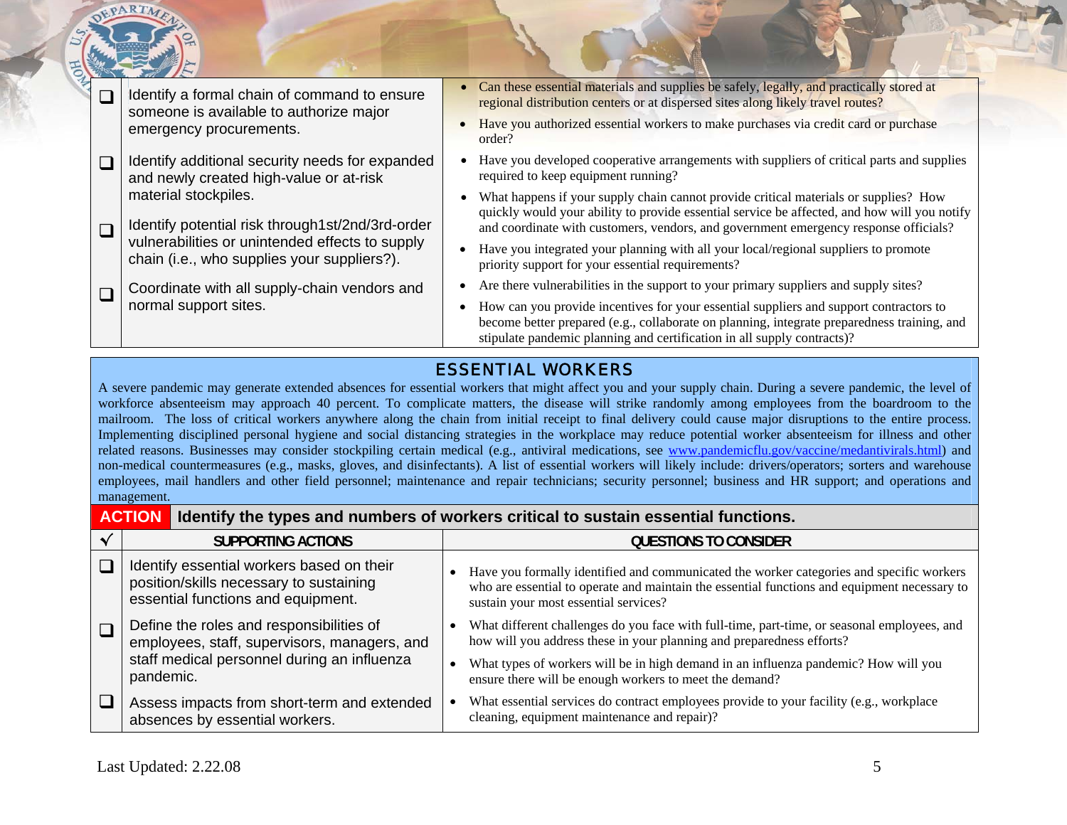| ✓ | SUPPORTING ACTIONS | QUESTIONS TO CONSIDER |
|---|---|---|
| ❑ | Identify a formal chain of command to ensure someone is available to authorize major emergency procurements. | • Can these essential materials and supplies be safely, legally, and practically stored at regional distribution centers or at dispersed sites along likely travel routes?<br>• Have you authorized essential workers to make purchases via credit card or purchase order? |
| ❑ | Identify additional security needs for expanded and newly created high-value or at-risk material stockpiles. | • Have you developed cooperative arrangements with suppliers of critical parts and supplies required to keep equipment running?<br>• What happens if your supply chain cannot provide critical materials or supplies? How quickly would your ability to provide essential service be affected, and how will you notify and coordinate with customers, vendors, and government emergency response officials? |
| ❑ | Identify potential risk through1st/2nd/3rd-order vulnerabilities or unintended effects to supply chain (i.e., who supplies your suppliers?). | • Have you integrated your planning with all your local/regional suppliers to promote priority support for your essential requirements? |
| ❑ | Coordinate with all supply-chain vendors and normal support sites. | • Are there vulnerabilities in the support to your primary suppliers and supply sites?<br>• How can you provide incentives for your essential suppliers and support contractors to become better prepared (e.g., collaborate on planning, integrate preparedness training, and stipulate pandemic planning and certification in all supply contracts)? |

## ESSENTIAL WORKERS

A severe pandemic may generate extended absences for essential workers that might affect you and your supply chain. During a severe pandemic, the level of workforce absenteeism may approach 40 percent. To complicate matters, the disease will strike randomly among employees from the boardroom to the mailroom. The loss of critical workers anywhere along the chain from initial receipt to final delivery could cause major disruptions to the entire process. Implementing disciplined personal hygiene and social distancing strategies in the workplace may reduce potential worker absenteeism for illness and other related reasons. Businesses may consider stockpiling certain medical (e.g., antiviral medications, see www.pandemicflu.gov/vaccine/medantivirals.html) and non-medical countermeasures (e.g., masks, gloves, and disinfectants). A list of essential workers will likely include: drivers/operators; sorters and warehouse employees, mail handlers and other field personnel; maintenance and repair technicians; security personnel; business and HR support; and operations and management.

**ACTION** **Identify the types and numbers of workers critical to sustain essential functions.**

| ✓ | SUPPORTING ACTIONS | QUESTIONS TO CONSIDER |
|---|---|---|
| ❑ | Identify essential workers based on their position/skills necessary to sustaining essential functions and equipment. | • Have you formally identified and communicated the worker categories and specific workers who are essential to operate and maintain the essential functions and equipment necessary to sustain your most essential services? |
| ❑ | Define the roles and responsibilities of employees, staff, supervisors, managers, and staff medical personnel during an influenza pandemic. | • What different challenges do you face with full-time, part-time, or seasonal employees, and how will you address these in your planning and preparedness efforts?<br>• What types of workers will be in high demand in an influenza pandemic? How will you ensure there will be enough workers to meet the demand? |
| ❑ | Assess impacts from short-term and extended absences by essential workers. | • What essential services do contract employees provide to your facility (e.g., workplace cleaning, equipment maintenance and repair)? |

Last Updated: 2.22.08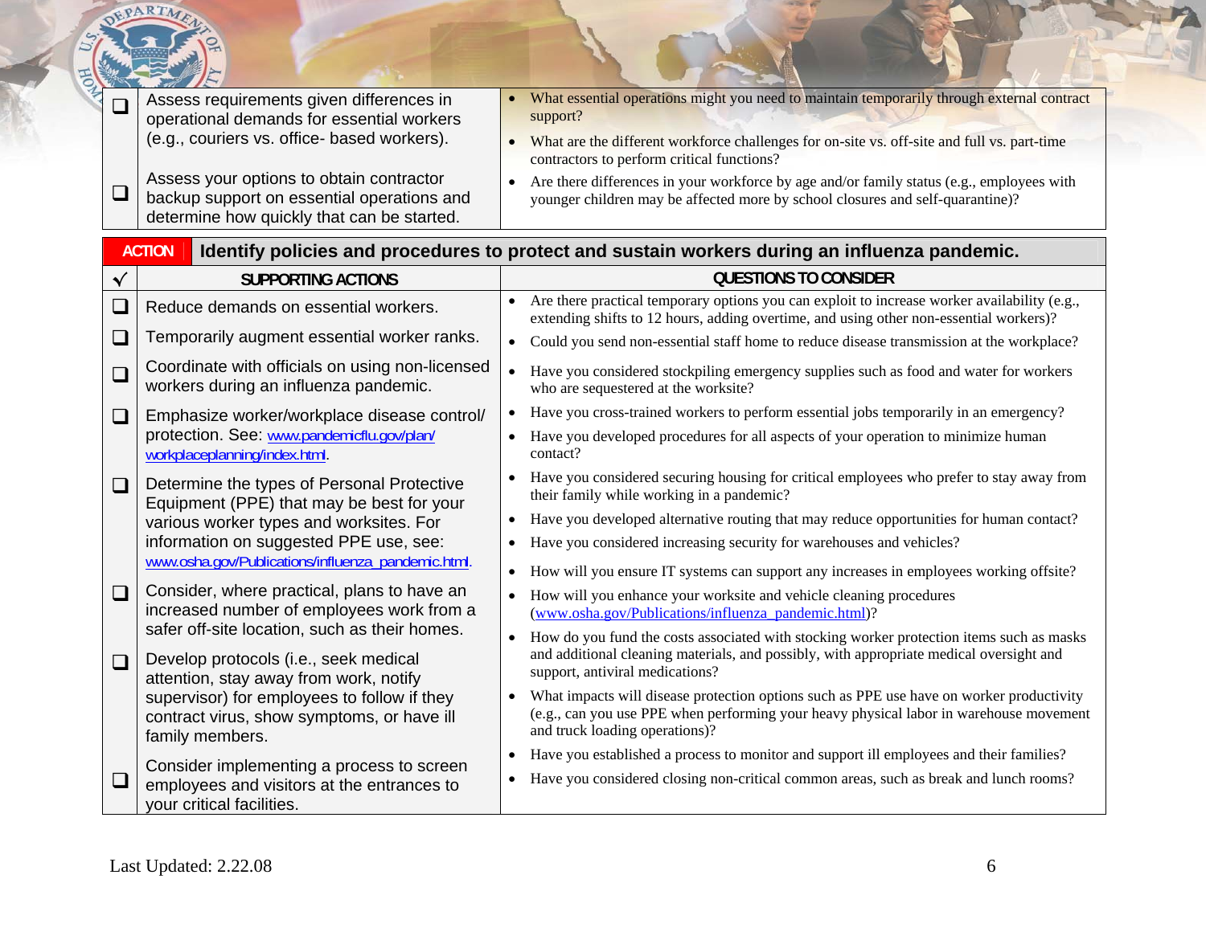| ✓ | SUPPORTING ACTIONS | QUESTIONS TO CONSIDER |
|---|---|---|
| ❑ | Assess requirements given differences in operational demands for essential workers (e.g., couriers vs. office- based workers). | • What essential operations might you need to maintain temporarily through external contract support? |
| ❑ | Assess your options to obtain contractor backup support on essential operations and determine how quickly that can be started. | • What are the different workforce challenges for on-site vs. off-site and full vs. part-time contractors to perform critical functions?<br>• Are there differences in your workforce by age and/or family status (e.g., employees with younger children may be affected more by school closures and self-quarantine)? |

| ACTION | Identify policies and procedures to protect and sustain workers during an influenza pandemic. |
|---|---|

| ✓ | SUPPORTING ACTIONS | QUESTIONS TO CONSIDER |
|---|---|---|
| ❑ | Reduce demands on essential workers. | • Are there practical temporary options you can exploit to increase worker availability (e.g., extending shifts to 12 hours, adding overtime, and using other non-essential workers)? |
| ❑ | Temporarily augment essential worker ranks. | • Could you send non-essential staff home to reduce disease transmission at the workplace? |
| ❑ | Coordinate with officials on using non-licensed workers during an influenza pandemic. | • Have you considered stockpiling emergency supplies such as food and water for workers who are sequestered at the worksite? |
| ❑ | Emphasize worker/workplace disease control/ protection. See: www.pandemicflu.gov/plan/workplaceplanning/index.html. | • Have you cross-trained workers to perform essential jobs temporarily in an emergency?<br>• Have you developed procedures for all aspects of your operation to minimize human contact? |
| ❑ | Determine the types of Personal Protective Equipment (PPE) that may be best for your various worker types and worksites. For information on suggested PPE use, see: www.osha.gov/Publications/influenza_pandemic.html. | • Have you considered securing housing for critical employees who prefer to stay away from their family while working in a pandemic?<br>• Have you developed alternative routing that may reduce opportunities for human contact?<br>• Have you considered increasing security for warehouses and vehicles? |
| ❑ | Consider, where practical, plans to have an increased number of employees work from a safer off-site location, such as their homes. | • How will you ensure IT systems can support any increases in employees working offsite?<br>• How will you enhance your worksite and vehicle cleaning procedures (www.osha.gov/Publications/influenza_pandemic.html)? |
| ❑ | Develop protocols (i.e., seek medical attention, stay away from work, notify supervisor) for employees to follow if they contract virus, show symptoms, or have ill family members. | • How do you fund the costs associated with stocking worker protection items such as masks and additional cleaning materials, and possibly, with appropriate medical oversight and support, antiviral medications?<br>• What impacts will disease protection options such as PPE use have on worker productivity (e.g., can you use PPE when performing your heavy physical labor in warehouse movement and truck loading operations)? |
| ❑ | Consider implementing a process to screen employees and visitors at the entrances to your critical facilities. | • Have you established a process to monitor and support ill employees and their families?<br>• Have you considered closing non-critical common areas, such as break and lunch rooms? |

Last Updated: 2.22.08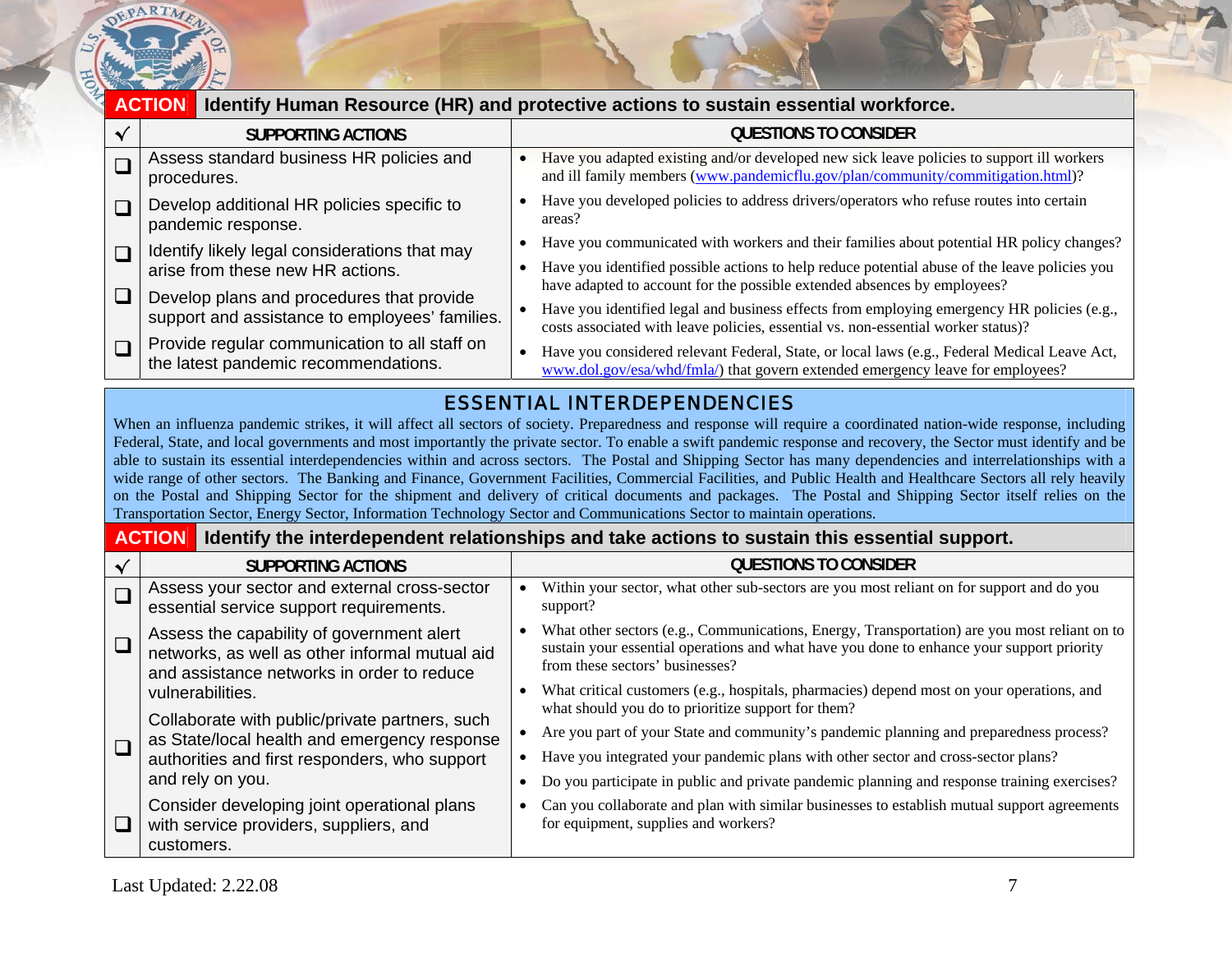**ACTION** **Identify Human Resource (HR) and protective actions to sustain essential workforce.**

| √ | SUPPORTING ACTIONS | QUESTIONS TO CONSIDER |
|---|---|---|
| ❑ | Assess standard business HR policies and procedures. | • Have you adapted existing and/or developed new sick leave policies to support ill workers and ill family members (www.pandemicflu.gov/plan/community/commitigation.html)? |
| ❑ | Develop additional HR policies specific to pandemic response. | • Have you developed policies to address drivers/operators who refuse routes into certain areas? |
| ❑ | Identify likely legal considerations that may arise from these new HR actions. | • Have you communicated with workers and their families about potential HR policy changes? • Have you identified possible actions to help reduce potential abuse of the leave policies you have adapted to account for the possible extended absences by employees? |
| ❑ | Develop plans and procedures that provide support and assistance to employees' families. | • Have you identified legal and business effects from employing emergency HR policies (e.g., costs associated with leave policies, essential vs. non-essential worker status)? |
| ❑ | Provide regular communication to all staff on the latest pandemic recommendations. | • Have you considered relevant Federal, State, or local laws (e.g., Federal Medical Leave Act, www.dol.gov/esa/whd/fmla/) that govern extended emergency leave for employees? |

## ESSENTIAL INTERDEPENDENCIES

When an influenza pandemic strikes, it will affect all sectors of society. Preparedness and response will require a coordinated nation-wide response, including Federal, State, and local governments and most importantly the private sector. To enable a swift pandemic response and recovery, the Sector must identify and be able to sustain its essential interdependencies within and across sectors. The Postal and Shipping Sector has many dependencies and interrelationships with a wide range of other sectors. The Banking and Finance, Government Facilities, Commercial Facilities, and Public Health and Healthcare Sectors all rely heavily on the Postal and Shipping Sector for the shipment and delivery of critical documents and packages. The Postal and Shipping Sector itself relies on the Transportation Sector, Energy Sector, Information Technology Sector and Communications Sector to maintain operations.

**ACTION** **Identify the interdependent relationships and take actions to sustain this essential support.**

| √ | SUPPORTING ACTIONS | QUESTIONS TO CONSIDER |
|---|---|---|
| ❑ | Assess your sector and external cross-sector essential service support requirements. | • Within your sector, what other sub-sectors are you most reliant on for support and do you support? |
| ❑ | Assess the capability of government alert networks, as well as other informal mutual aid and assistance networks in order to reduce vulnerabilities. | • What other sectors (e.g., Communications, Energy, Transportation) are you most reliant on to sustain your essential operations and what have you done to enhance your support priority from these sectors' businesses? • What critical customers (e.g., hospitals, pharmacies) depend most on your operations, and what should you do to prioritize support for them? |
| ❑ | Collaborate with public/private partners, such as State/local health and emergency response authorities and first responders, who support and rely on you. | • Are you part of your State and community's pandemic planning and preparedness process? • Have you integrated your pandemic plans with other sector and cross-sector plans? • Do you participate in public and private pandemic planning and response training exercises? |
| ❑ | Consider developing joint operational plans with service providers, suppliers, and customers. | • Can you collaborate and plan with similar businesses to establish mutual support agreements for equipment, supplies and workers? |

Last Updated: 2.22.08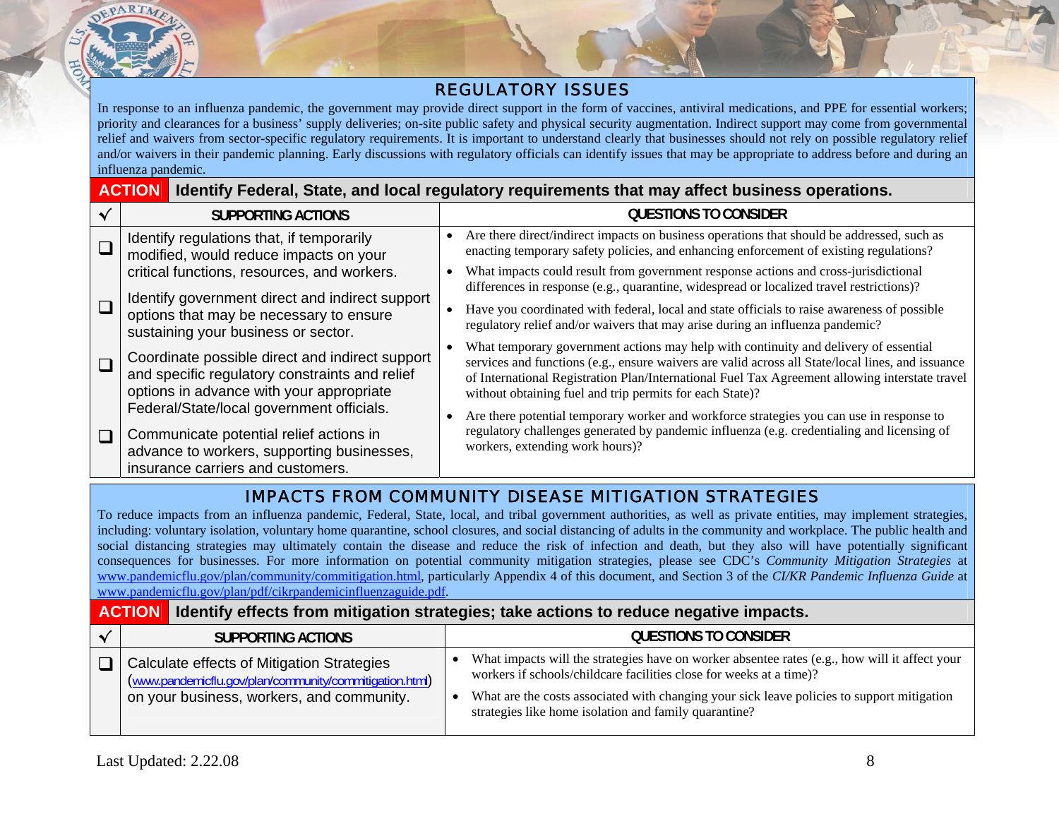## REGULATORY ISSUES

In response to an influenza pandemic, the government may provide direct support in the form of vaccines, antiviral medications, and PPE for essential workers; priority and clearances for a business' supply deliveries; on-site public safety and physical security augmentation. Indirect support may come from governmental relief and waivers from sector-specific regulatory requirements. It is important to understand clearly that businesses should not rely on possible regulatory relief and/or waivers in their pandemic planning. Early discussions with regulatory officials can identify issues that may be appropriate to address before and during an influenza pandemic.

**ACTION** **Identify Federal, State, and local regulatory requirements that may affect business operations.**

| √ | SUPPORTING ACTIONS | QUESTIONS TO CONSIDER |
|---|---|---|
| ❑ | Identify regulations that, if temporarily modified, would reduce impacts on your critical functions, resources, and workers. | • Are there direct/indirect impacts on business operations that should be addressed, such as enacting temporary safety policies, and enhancing enforcement of existing regulations?<br>• What impacts could result from government response actions and cross-jurisdictional differences in response (e.g., quarantine, widespread or localized travel restrictions)? |
| ❑ | Identify government direct and indirect support options that may be necessary to ensure sustaining your business or sector. | • Have you coordinated with federal, local and state officials to raise awareness of possible regulatory relief and/or waivers that may arise during an influenza pandemic? |
| ❑ | Coordinate possible direct and indirect support and specific regulatory constraints and relief options in advance with your appropriate Federal/State/local government officials. | • What temporary government actions may help with continuity and delivery of essential services and functions (e.g., ensure waivers are valid across all State/local lines, and issuance of International Registration Plan/International Fuel Tax Agreement allowing interstate travel without obtaining fuel and trip permits for each State)? |
| ❑ | Communicate potential relief actions in advance to workers, supporting businesses, insurance carriers and customers. | • Are there potential temporary worker and workforce strategies you can use in response to regulatory challenges generated by pandemic influenza (e.g. credentialing and licensing of workers, extending work hours)? |

## IMPACTS FROM COMMUNITY DISEASE MITIGATION STRATEGIES

To reduce impacts from an influenza pandemic, Federal, State, local, and tribal government authorities, as well as private entities, may implement strategies, including: voluntary isolation, voluntary home quarantine, school closures, and social distancing of adults in the community and workplace. The public health and social distancing strategies may ultimately contain the disease and reduce the risk of infection and death, but they also will have potentially significant consequences for businesses. For more information on potential community mitigation strategies, please see CDC's *Community Mitigation Strategies* at www.pandemicflu.gov/plan/community/commitigation.html, particularly Appendix 4 of this document, and Section 3 of the *CI/KR Pandemic Influenza Guide* at www.pandemicflu.gov/plan/pdf/cikrpandemicinfluenzaguide.pdf.

**ACTION** **Identify effects from mitigation strategies; take actions to reduce negative impacts.**

| √ | SUPPORTING ACTIONS | QUESTIONS TO CONSIDER |
|---|---|---|
| ❑ | Calculate effects of Mitigation Strategies (www.pandemicflu.gov/plan/community/commitigation.html) on your business, workers, and community. | • What impacts will the strategies have on worker absentee rates (e.g., how will it affect your workers if schools/childcare facilities close for weeks at a time)?<br>• What are the costs associated with changing your sick leave policies to support mitigation strategies like home isolation and family quarantine? |

Last Updated: 2.22.08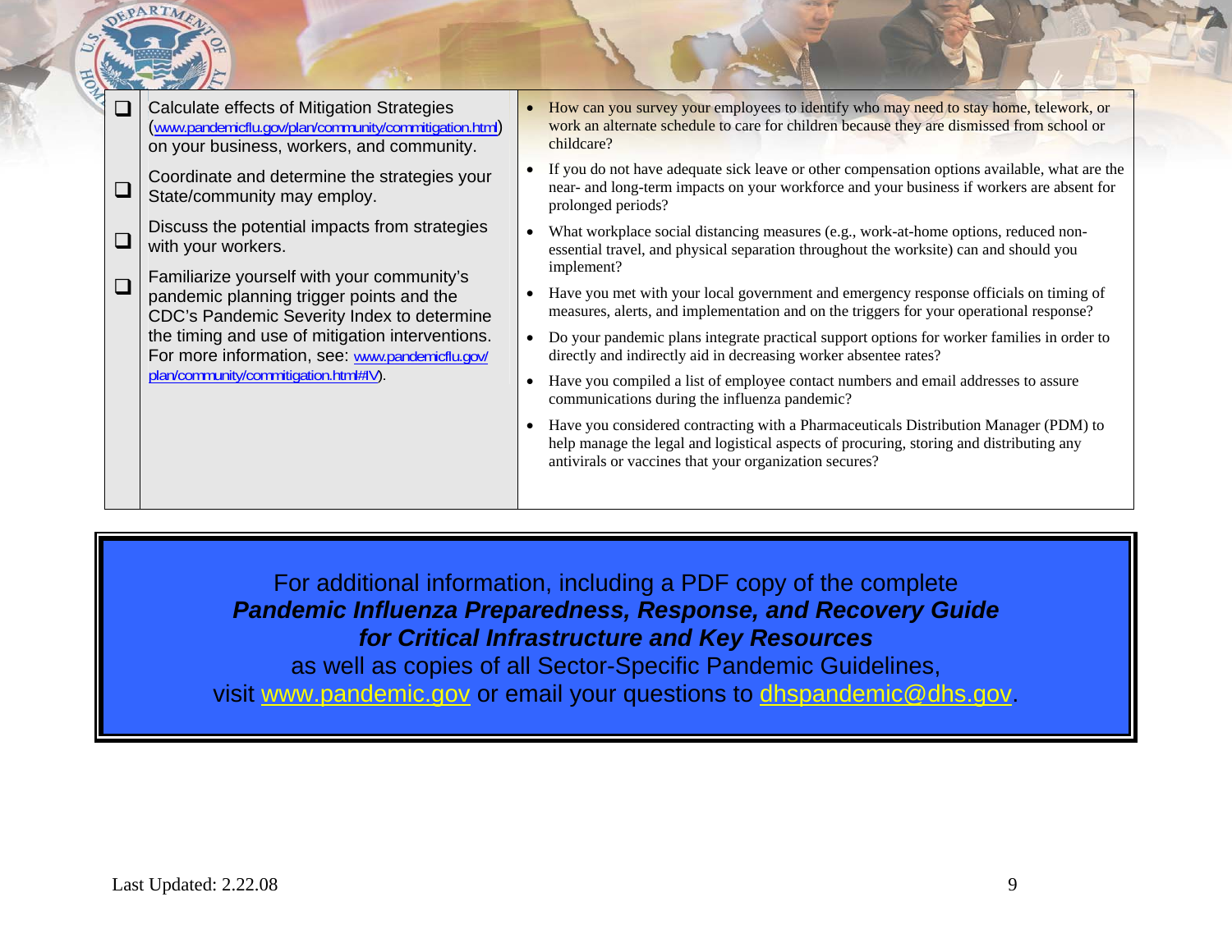| | | |
|---|---|---|
| ❑ | Calculate effects of Mitigation Strategies (www.pandemicflu.gov/plan/community/commitigation.html) on your business, workers, and community. | • How can you survey your employees to identify who may need to stay home, telework, or work an alternate schedule to care for children because they are dismissed from school or childcare?<br>• If you do not have adequate sick leave or other compensation options available, what are the near- and long-term impacts on your workforce and your business if workers are absent for prolonged periods?<br>• What workplace social distancing measures (e.g., work-at-home options, reduced non-essential travel, and physical separation throughout the worksite) can and should you implement?<br>• Have you met with your local government and emergency response officials on timing of measures, alerts, and implementation and on the triggers for your operational response?<br>• Do your pandemic plans integrate practical support options for worker families in order to directly and indirectly aid in decreasing worker absentee rates?<br>• Have you compiled a list of employee contact numbers and email addresses to assure communications during the influenza pandemic?<br>• Have you considered contracting with a Pharmaceuticals Distribution Manager (PDM) to help manage the legal and logistical aspects of procuring, storing and distributing any antivirals or vaccines that your organization secures? |
| ❑ | Coordinate and determine the strategies your State/community may employ. | |
| ❑ | Discuss the potential impacts from strategies with your workers. | |
| ❑ | Familiarize yourself with your community's pandemic planning trigger points and the CDC's Pandemic Severity Index to determine the timing and use of mitigation interventions. For more information, see: www.pandemicflu.gov/plan/community/commitigation.html#IV). | |

For additional information, including a PDF copy of the complete
***Pandemic Influenza Preparedness, Response, and Recovery Guide for Critical Infrastructure and Key Resources***
as well as copies of all Sector-Specific Pandemic Guidelines,
visit www.pandemic.gov or email your questions to dhspandemic@dhs.gov.

Last Updated: 2.22.08